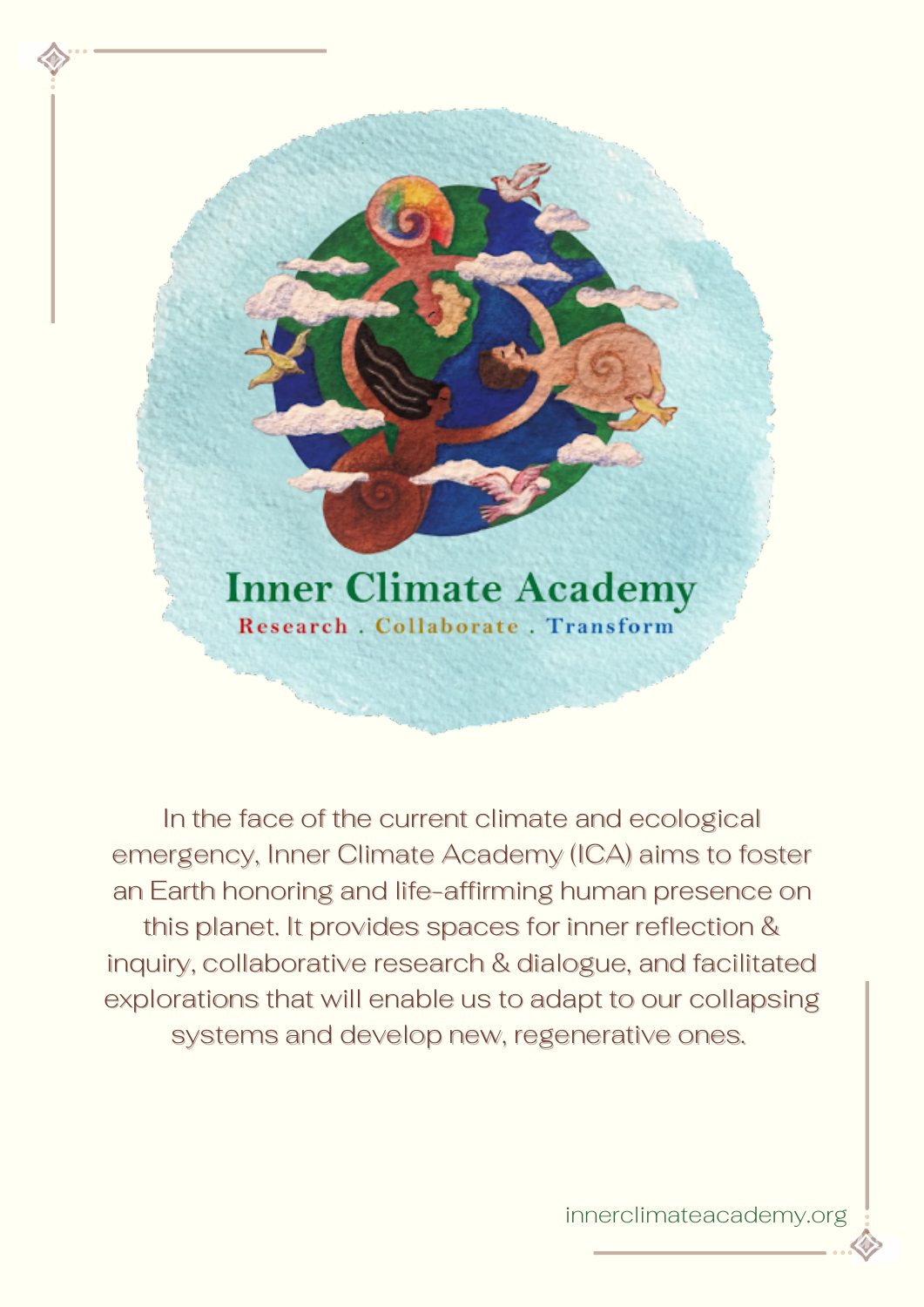# Inner Climate Academy

**Research . Collaborate . Transform**

In the face of the current climate and ecological emergency, Inner Climate Academy (ICA) aims to foster an Earth honoring and life-affirming human presence on this planet. It provides spaces for inner reflection & inquiry, collaborative research & dialogue, and facilitated explorations that will enable us to adapt to our collapsing systems and develop new, regenerative ones.

innerclimateacademy.org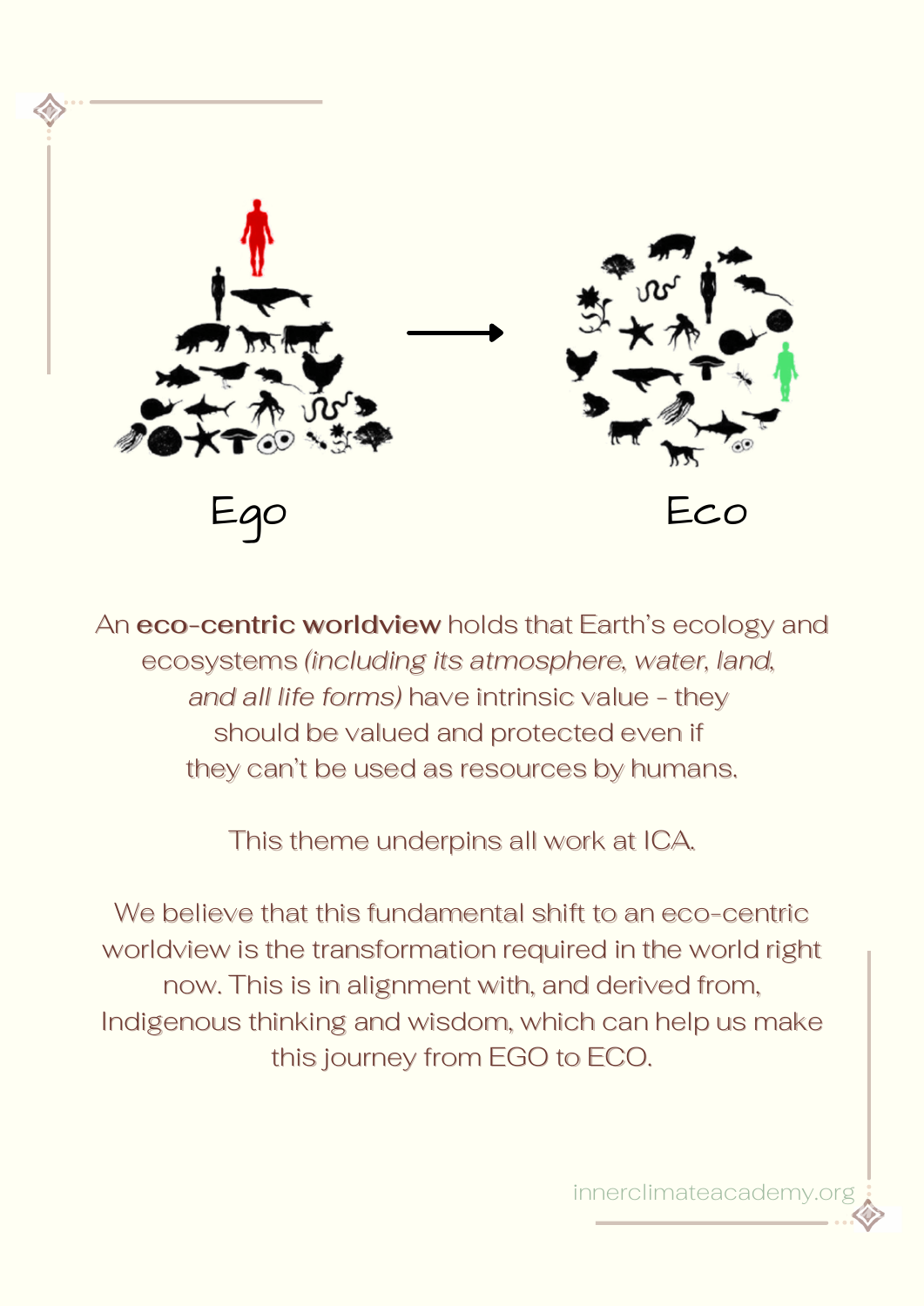Ego

Eco

An **eco-centric worldview** holds that Earth's ecology and ecosystems *(including its atmosphere, water, land, and all life forms)* have intrinsic value - they should be valued and protected even if they can't be used as resources by humans.

This theme underpins all work at ICA.

We believe that this fundamental shift to an eco-centric worldview is the transformation required in the world right now. This is in alignment with, and derived from, Indigenous thinking and wisdom, which can help us make this journey from EGO to ECO.

innerclimateacademy.org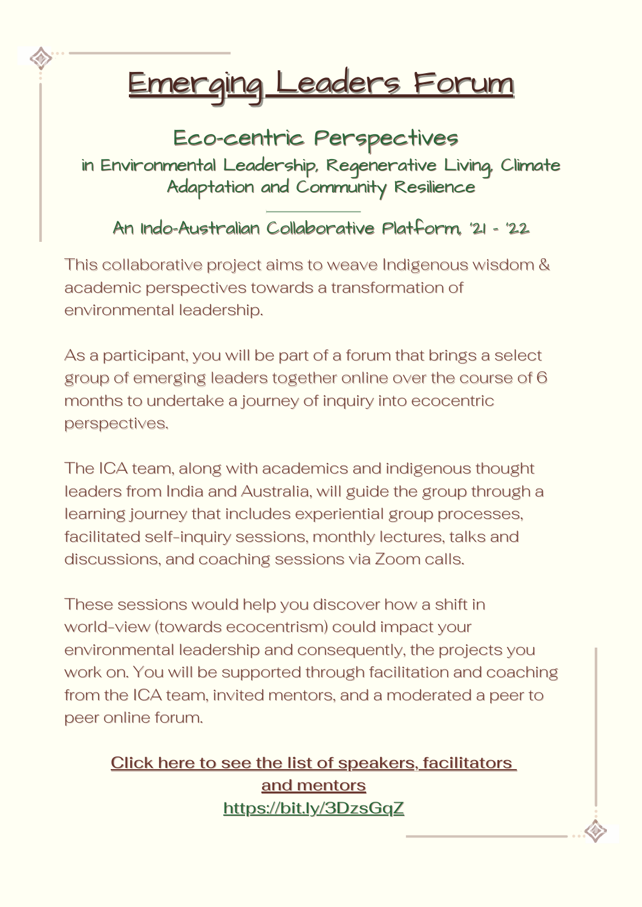# Emerging Leaders Forum

## Eco-centric Perspectives

### in Environmental Leadership, Regenerative Living, Climate Adaptation and Community Resilience

An Indo-Australian Collaborative Platform, '21 - '22

This collaborative project aims to weave Indigenous wisdom & academic perspectives towards a transformation of environmental leadership.

As a participant, you will be part of a forum that brings a select group of emerging leaders together online over the course of 6 months to undertake a journey of inquiry into ecocentric perspectives.

The ICA team, along with academics and indigenous thought leaders from India and Australia, will guide the group through a learning journey that includes experiential group processes, facilitated self-inquiry sessions, monthly lectures, talks and discussions, and coaching sessions via Zoom calls.

These sessions would help you discover how a shift in world-view (towards ecocentrism) could impact your environmental leadership and consequently, the projects you work on. You will be supported through facilitation and coaching from the ICA team, invited mentors, and a moderated a peer to peer online forum.

**Click here to see the list of speakers, facilitators and mentors**
**https://bit.ly/3DzsGqZ**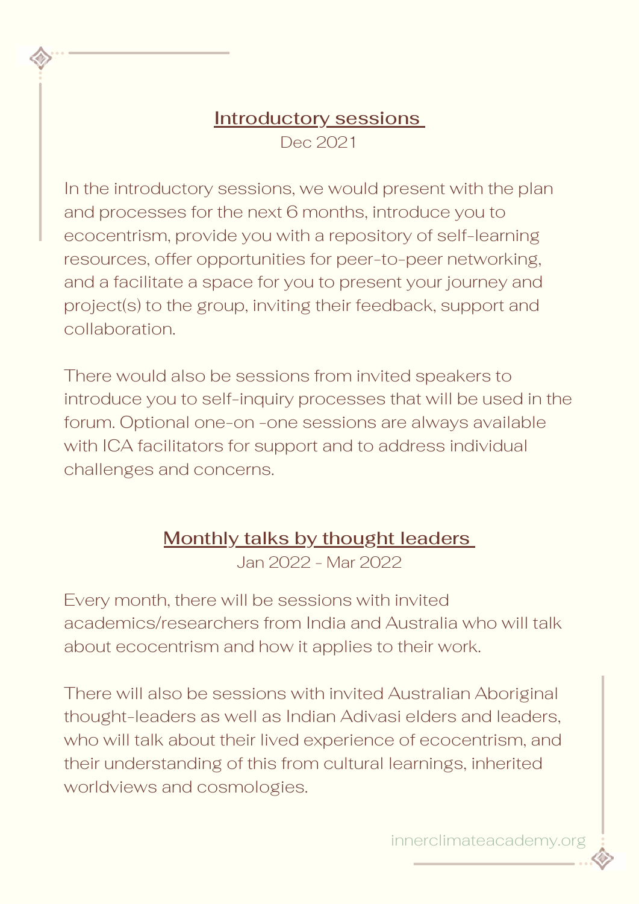## Introductory sessions

Dec 2021

In the introductory sessions, we would present with the plan and processes for the next 6 months, introduce you to ecocentrism, provide you with a repository of self-learning resources, offer opportunities for peer-to-peer networking, and a facilitate a space for you to present your journey and project(s) to the group, inviting their feedback, support and collaboration.

There would also be sessions from invited speakers to introduce you to self-inquiry processes that will be used in the forum. Optional one-on -one sessions are always available with ICA facilitators for support and to address individual challenges and concerns.

## Monthly talks by thought leaders

Jan 2022 - Mar 2022

Every month, there will be sessions with invited academics/researchers from India and Australia who will talk about ecocentrism and how it applies to their work.

There will also be sessions with invited Australian Aboriginal thought-leaders as well as Indian Adivasi elders and leaders, who will talk about their lived experience of ecocentrism, and their understanding of this from cultural learnings, inherited worldviews and cosmologies.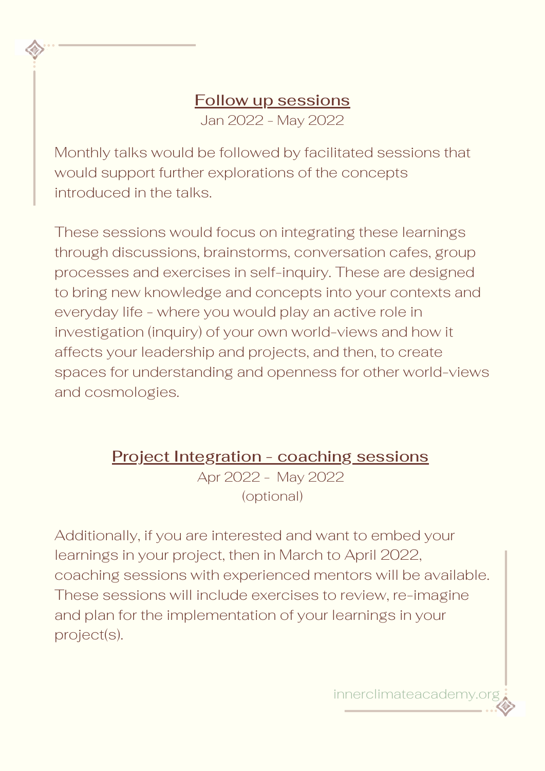## Follow up sessions

Jan 2022 - May 2022

Monthly talks would be followed by facilitated sessions that would support further explorations of the concepts introduced in the talks.

These sessions would focus on integrating these learnings through discussions, brainstorms, conversation cafes, group processes and exercises in self-inquiry. These are designed to bring new knowledge and concepts into your contexts and everyday life - where you would play an active role in investigation (inquiry) of your own world-views and how it affects your leadership and projects, and then, to create spaces for understanding and openness for other world-views and cosmologies.

## Project Integration - coaching sessions

Apr 2022 - May 2022
(optional)

Additionally, if you are interested and want to embed your learnings in your project, then in March to April 2022, coaching sessions with experienced mentors will be available. These sessions will include exercises to review, re-imagine and plan for the implementation of your learnings in your project(s).

innerclimateacademy.org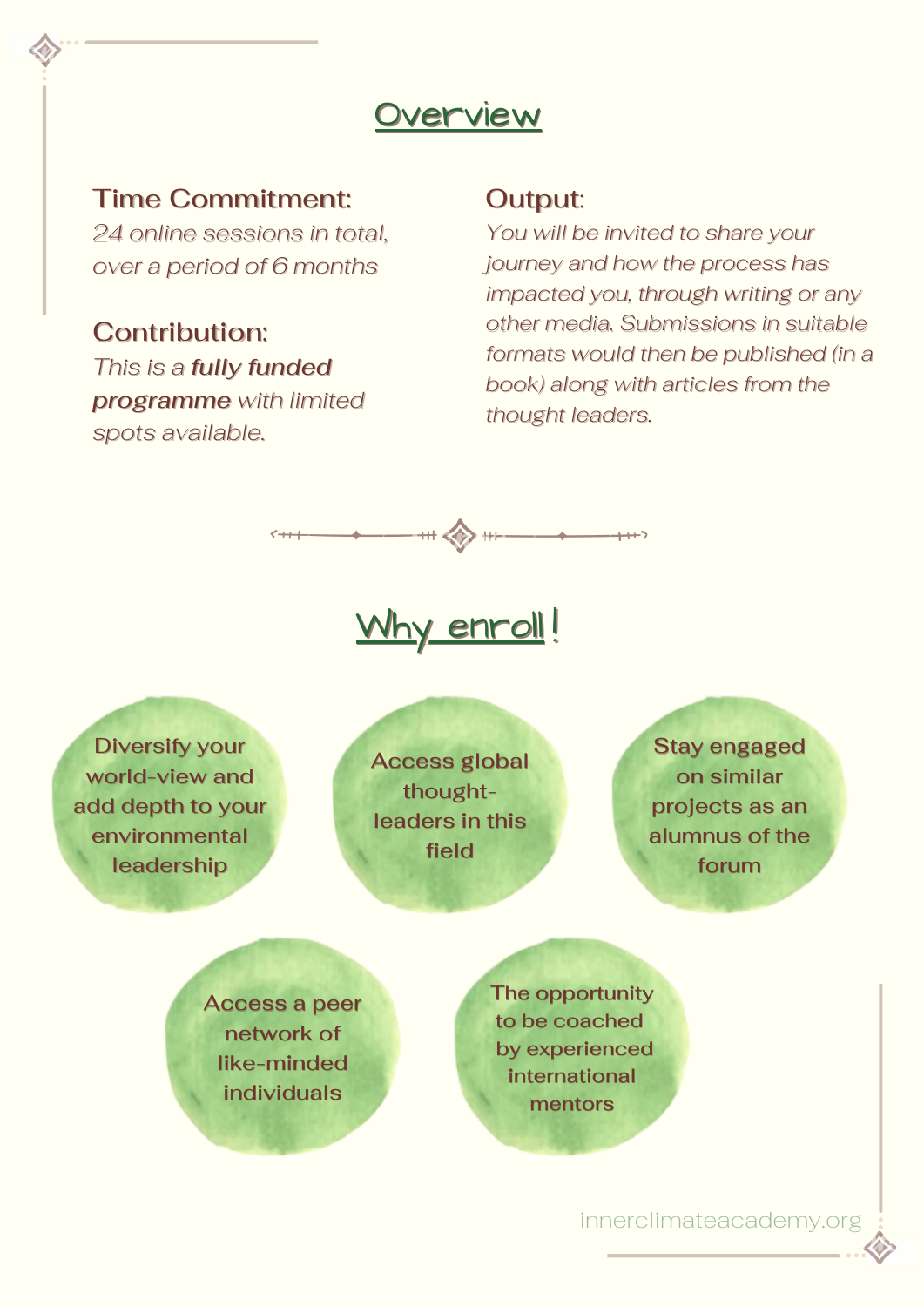## Overview

**Time Commitment:**
*24 online sessions in total, over a period of 6 months*

**Contribution:**
*This is a* ***fully funded programme*** *with limited spots available.*

**Output:**
*You will be invited to share your journey and how the process has impacted you, through writing or any other media. Submissions in suitable formats would then be published (in a book) along with articles from the thought leaders.*

## Why enroll!

- Diversify your world-view and add depth to your environmental leadership
- Access global thought-leaders in this field
- Stay engaged on similar projects as an alumnus of the forum
- Access a peer network of like-minded individuals
- The opportunity to be coached by experienced international mentors

innerclimateacademy.org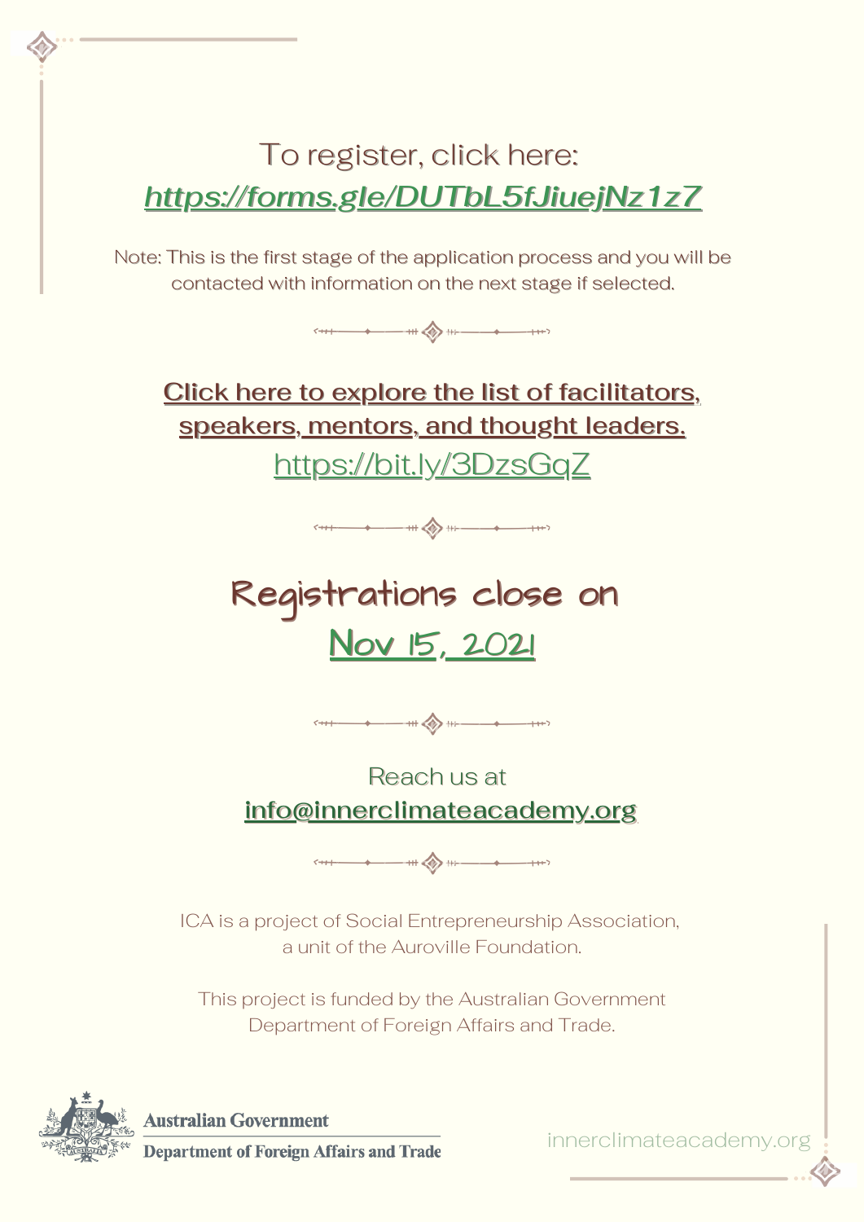To register, click here:
**https://forms.gle/DUTbL5fJiuejNz1z7**

Note: This is the first stage of the application process and you will be contacted with information on the next stage if selected.

**Click here to explore the list of facilitators, speakers, mentors, and thought leaders.**
https://bit.ly/3DzsGqZ

## Registrations close on Nov 15, 2021

Reach us at
**info@innerclimateacademy.org**

ICA is a project of Social Entrepreneurship Association, a unit of the Auroville Foundation.

This project is funded by the Australian Government Department of Foreign Affairs and Trade.

**Australian Government**
**Department of Foreign Affairs and Trade**

innerclimateacademy.org